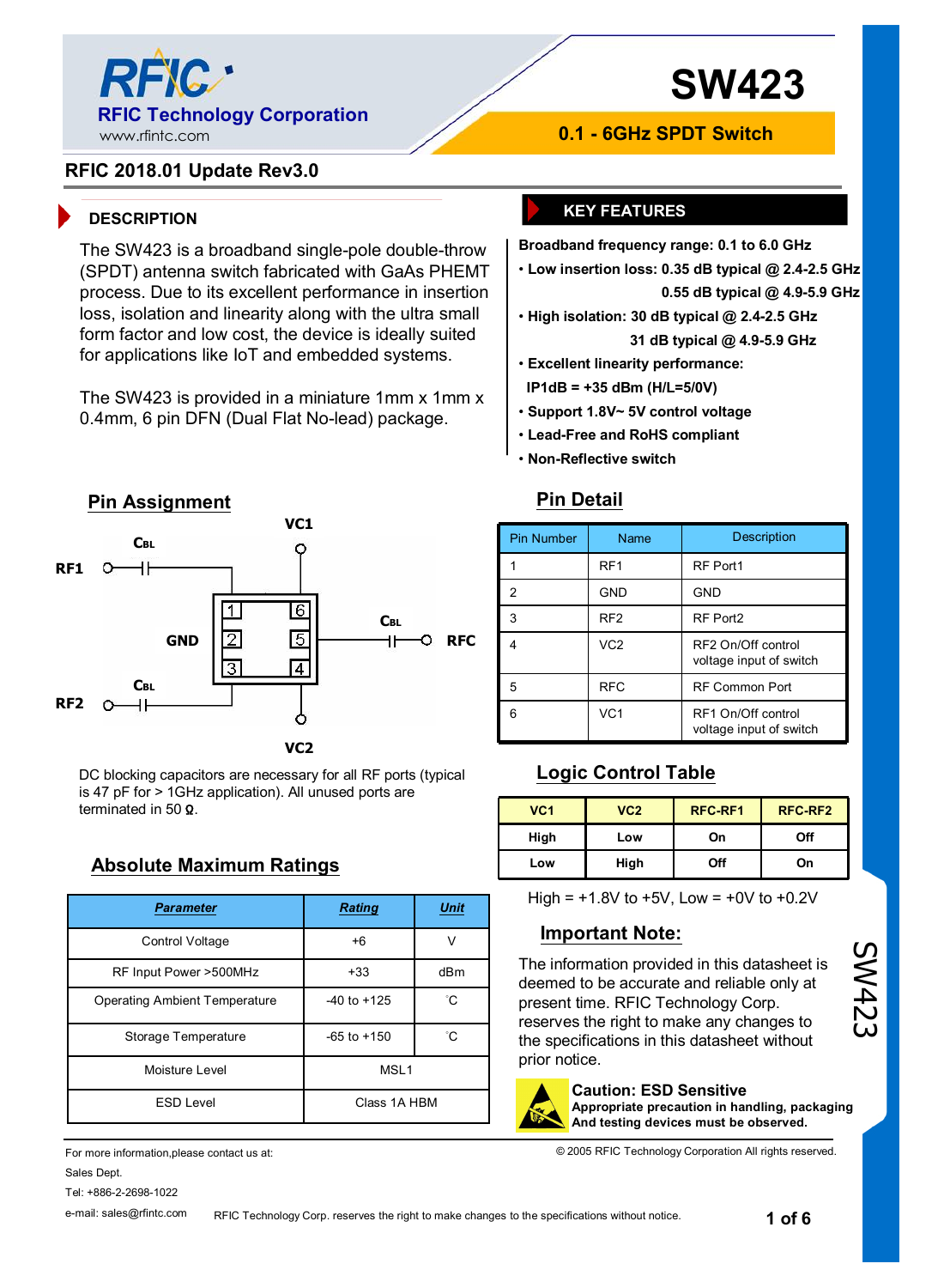RFIC Technology Corporation
www.rfintc.com

# SW423

**0.1 - 6GHz SPDT Switch**

**RFIC 2018.01 Update Rev3.0**

## DESCRIPTION

The SW423 is a broadband single-pole double-throw (SPDT) antenna switch fabricated with GaAs PHEMT process. Due to its excellent performance in insertion loss, isolation and linearity along with the ultra small form factor and low cost, the device is ideally suited for applications like IoT and embedded systems.

The SW423 is provided in a miniature 1mm x 1mm x 0.4mm, 6 pin DFN (Dual Flat No-lead) package.

## KEY FEATURES

**Broadband frequency range: 0.1 to 6.0 GHz**

- **Low insertion loss: 0.35 dB typical @ 2.4-2.5 GHz**
  **0.55 dB typical @ 4.9-5.9 GHz**
- **High isolation: 30 dB typical @ 2.4-2.5 GHz**
  **31 dB typical @ 4.9-5.9 GHz**
- **Excellent linearity performance:**
  **IP1dB = +35 dBm (H/L=5/0V)**
- **Support 1.8V~ 5V control voltage**
- **Lead-Free and RoHS compliant**
- **Non-Reflective switch**

## Pin Assignment

RF1, CBL, VC1, GND, CBL, RFC, RF2, CBL, VC2 (pins 1–6)

DC blocking capacitors are necessary for all RF ports (typical is 47 pF for > 1GHz application). All unused ports are terminated in 50 Ω.

## Pin Detail

| Pin Number | Name | Description |
|---|---|---|
| 1 | RF1 | RF Port1 |
| 2 | GND | GND |
| 3 | RF2 | RF Port2 |
| 4 | VC2 | RF2 On/Off control voltage input of switch |
| 5 | RFC | RF Common Port |
| 6 | VC1 | RF1 On/Off control voltage input of switch |

## Logic Control Table

| VC1 | VC2 | RFC-RF1 | RFC-RF2 |
|---|---|---|---|
| High | Low | On | Off |
| Low | High | Off | On |

High = +1.8V to +5V, Low = +0V to +0.2V

## Absolute Maximum Ratings

| Parameter | Rating | Unit |
|---|---|---|
| Control Voltage | +6 | V |
| RF Input Power >500MHz | +33 | dBm |
| Operating Ambient Temperature | -40 to +125 | ˚C |
| Storage Temperature | -65 to +150 | ˚C |
| Moisture Level | MSL1 | |
| ESD Level | Class 1A HBM | |

## Important Note:

The information provided in this datasheet is deemed to be accurate and reliable only at present time. RFIC Technology Corp. reserves the right to make any changes to the specifications in this datasheet without prior notice.

**Caution: ESD Sensitive**
**Appropriate precaution in handling, packaging And testing devices must be observed.**

For more information,please contact us at:
Sales Dept.
Tel: +886-2-2698-1022
e-mail: sales@rfintc.com

© 2005 RFIC Technology Corporation All rights reserved.

RFIC Technology Corp. reserves the right to make changes to the specifications without notice.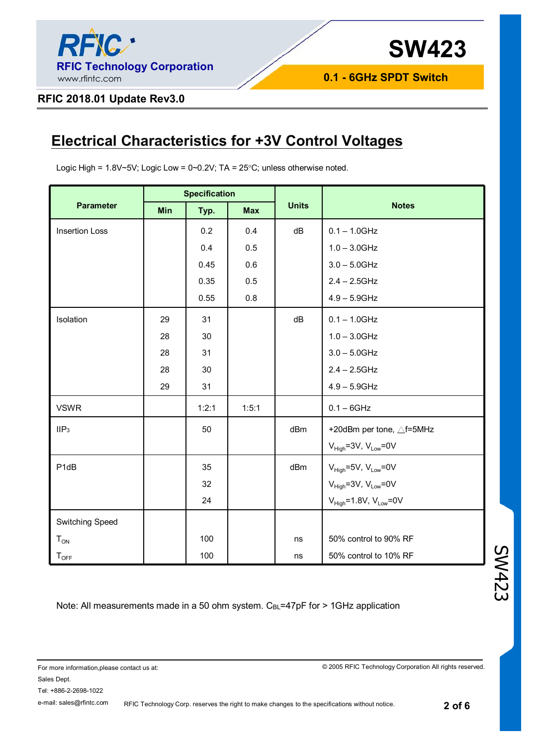## Electrical Characteristics for +3V Control Voltages

Logic High = 1.8V~5V; Logic Low = 0~0.2V; TA = 25°C; unless otherwise noted.

| Parameter | Specification | | | Units | Notes |
|---|---|---|---|---|---|
| | Min | Typ. | Max | | |
| Insertion Loss | | 0.2 | 0.4 | dB | 0.1 – 1.0GHz |
| | | 0.4 | 0.5 | | 1.0 – 3.0GHz |
| | | 0.45 | 0.6 | | 3.0 – 5.0GHz |
| | | 0.35 | 0.5 | | 2.4 – 2.5GHz |
| | | 0.55 | 0.8 | | 4.9 – 5.9GHz |
| Isolation | 29 | 31 | | dB | 0.1 – 1.0GHz |
| | 28 | 30 | | | 1.0 – 3.0GHz |
| | 28 | 31 | | | 3.0 – 5.0GHz |
| | 28 | 30 | | | 2.4 – 2.5GHz |
| | 29 | 31 | | | 4.9 – 5.9GHz |
| VSWR | | 1:2:1 | 1:5:1 | | 0.1 – 6GHz |
| $IIP_3$ | | 50 | | dBm | +20dBm per tone, △f=5MHz |
| | | | | | $V_{High}$=3V, $V_{Low}$=0V |
| P1dB | | 35 | | dBm | $V_{High}$=5V, $V_{Low}$=0V |
| | | 32 | | | $V_{High}$=3V, $V_{Low}$=0V |
| | | 24 | | | $V_{High}$=1.8V, $V_{Low}$=0V |
| Switching Speed | | | | | |
| $T_{ON}$ | | 100 | | ns | 50% control to 90% RF |
| $T_{OFF}$ | | 100 | | ns | 50% control to 10% RF |

Note: All measurements made in a 50 ohm system. $C_{BL}$=47pF for > 1GHz application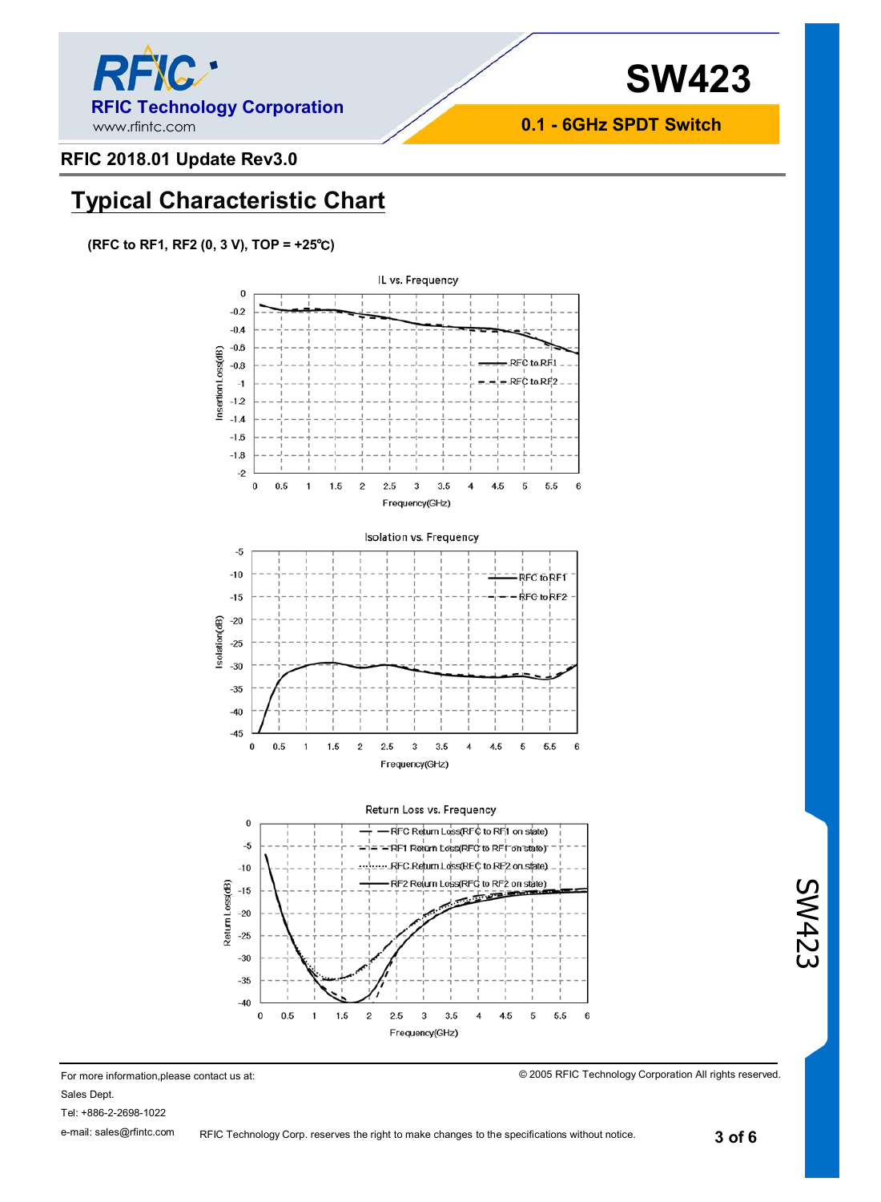## Typical Characteristic Chart

**(RFC to RF1, RF2 (0, 3 V), TOP = +25℃)**

IL vs. Frequency

Isolation vs. Frequency

Return Loss vs. Frequency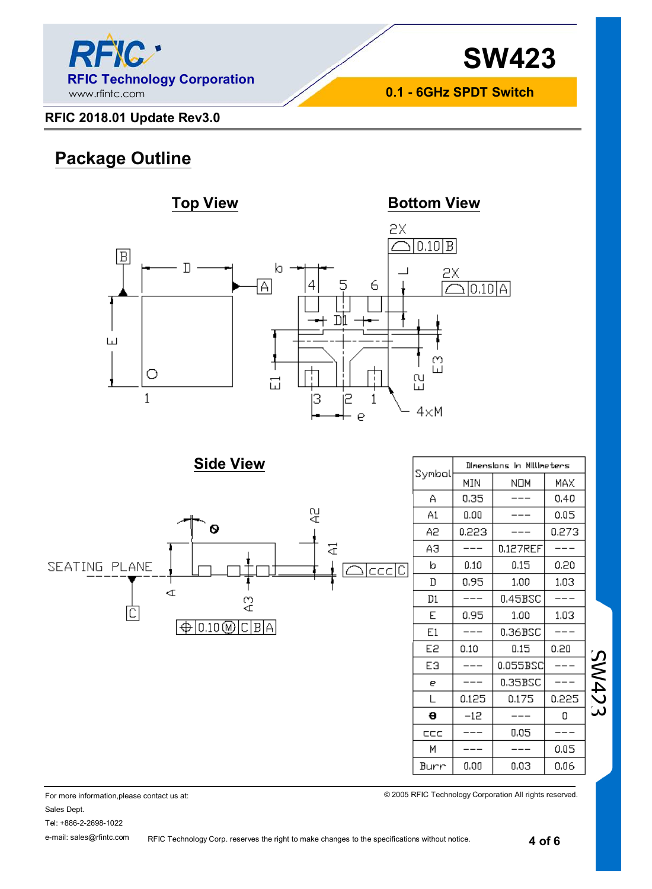RFIC Technology Corporation
www.rfintc.com

# SW423

**0.1 - 6GHz SPDT Switch**

**RFIC 2018.01 Update Rev3.0**

## Package Outline

### Top View

### Bottom View

### Side View

| Symbol | Dimensions in Millimeters | | |
|---|---|---|---|
| | MIN | NOM | MAX |
| A | 0.35 | --- | 0.40 |
| A1 | 0.00 | --- | 0.05 |
| A2 | 0.223 | --- | 0.273 |
| A3 | --- | 0.127REF | --- |
| b | 0.10 | 0.15 | 0.20 |
| D | 0.95 | 1.00 | 1.03 |
| D1 | --- | 0.45BSC | --- |
| E | 0.95 | 1.00 | 1.03 |
| E1 | --- | 0.36BSC | --- |
| E2 | 0.10 | 0.15 | 0.20 |
| E3 | --- | 0.055BSC | --- |
| e | --- | 0.35BSC | --- |
| L | 0.125 | 0.175 | 0.225 |
| θ | -12 | --- | 0 |
| ccc | --- | 0.05 | --- |
| M | --- | --- | 0.05 |
| Burr | 0.00 | 0.03 | 0.06 |

For more information,please contact us at:
Sales Dept.
Tel: +886-2-2698-1022
e-mail: sales@rfintc.com

© 2005 RFIC Technology Corporation All rights reserved.

RFIC Technology Corp. reserves the right to make changes to the specifications without notice.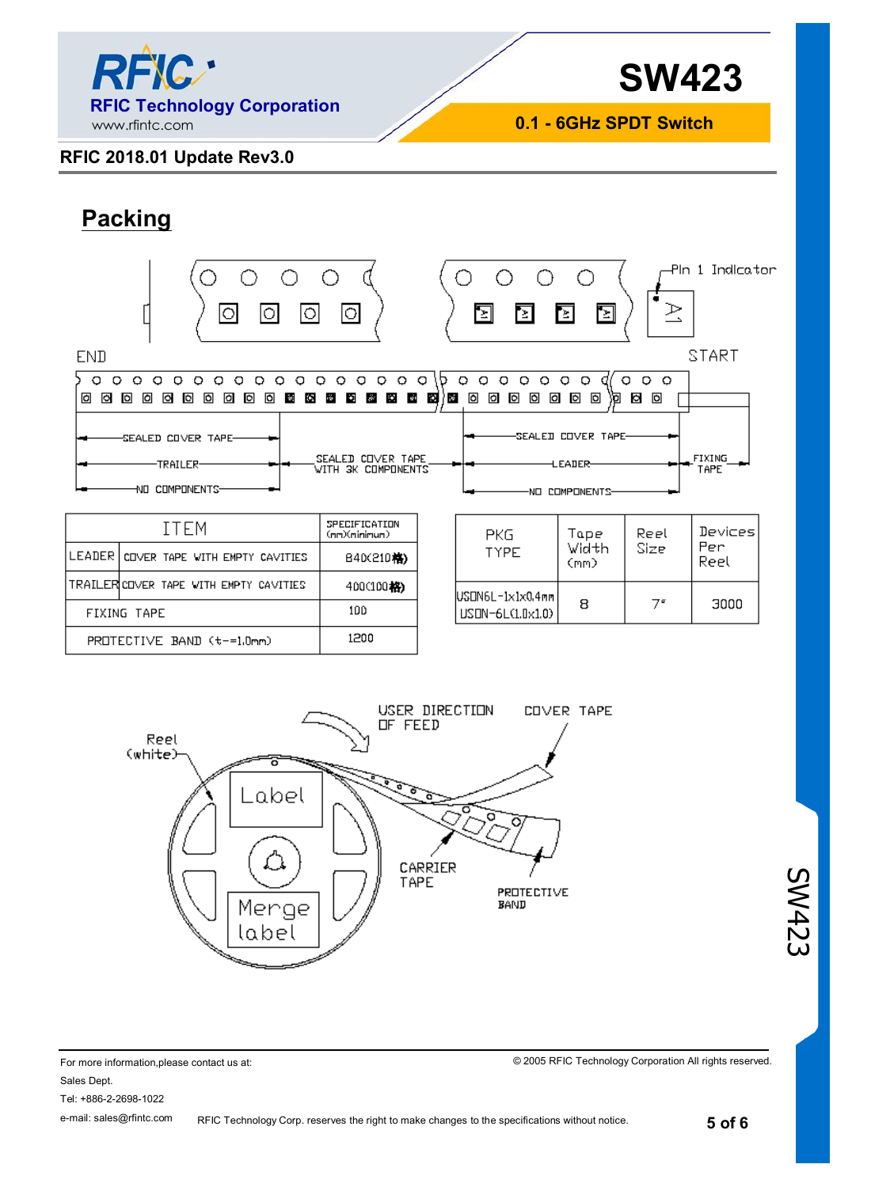## Packing

| ITEM | | SPECIFICATION (mm)(minimum) |
|---|---|---|
| LEADER | COVER TAPE WITH EMPTY CAVITIES | 840(210格) |
| TRAILER | COVER TAPE WITH EMPTY CAVITIES | 400(100格) |
| FIXING TAPE | | 100 |
| PROTECTIVE BAND (t-=1.0mm) | | 1200 |

| PKG TYPE | Tape Width (mm) | Reel Size | Devices Per Reel |
|---|---|---|---|
| USON6L-1x1x0.4mm USON-6L(1.0x1.0) | 8 | 7" | 3000 |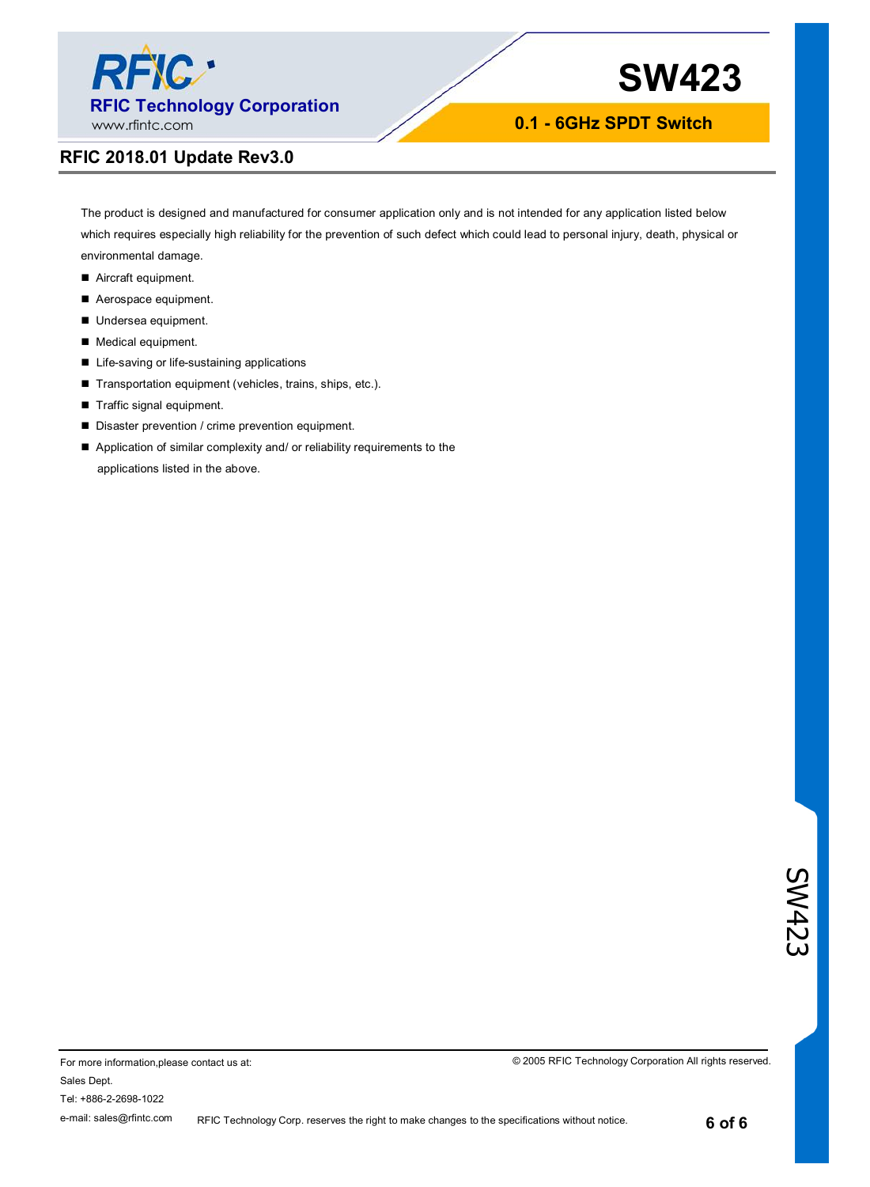The product is designed and manufactured for consumer application only and is not intended for any application listed below which requires especially high reliability for the prevention of such defect which could lead to personal injury, death, physical or environmental damage.

- Aircraft equipment.
- Aerospace equipment.
- Undersea equipment.
- Medical equipment.
- Life-saving or life-sustaining applications
- Transportation equipment (vehicles, trains, ships, etc.).
- Traffic signal equipment.
- Disaster prevention / crime prevention equipment.
- Application of similar complexity and/ or reliability requirements to the applications listed in the above.

For more information,please contact us at:

Sales Dept.

Tel: +886-2-2698-1022

e-mail: sales@rfintc.com

© 2005 RFIC Technology Corporation All rights reserved.

RFIC Technology Corp. reserves the right to make changes to the specifications without notice.